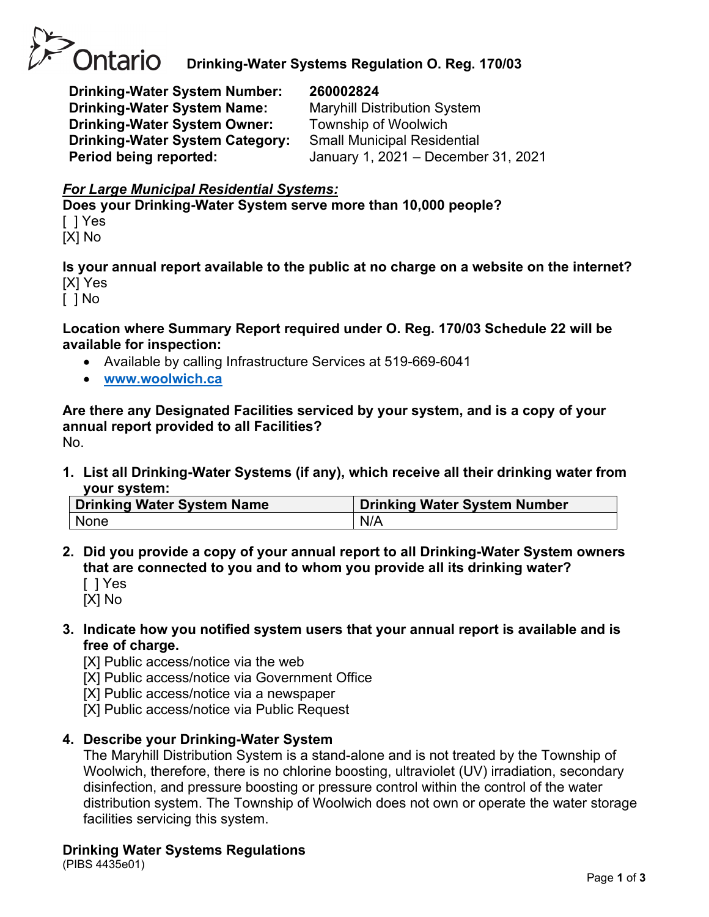# Ontario Drinking-Water Systems Regulation O. Reg. 170/03

**Drinking-Water System Number:** **260002824**
**Drinking-Water System Name:** Maryhill Distribution System
**Drinking-Water System Owner:** Township of Woolwich
**Drinking-Water System Category:** Small Municipal Residential
**Period being reported:** January 1, 2021 – December 31, 2021

***For Large Municipal Residential Systems:***

**Does your Drinking-Water System serve more than 10,000 people?**
[ ] Yes
[X] No

**Is your annual report available to the public at no charge on a website on the internet?**
[X] Yes
[ ] No

**Location where Summary Report required under O. Reg. 170/03 Schedule 22 will be available for inspection:**

- Available by calling Infrastructure Services at 519-669-6041
- **www.woolwich.ca**

**Are there any Designated Facilities serviced by your system, and is a copy of your annual report provided to all Facilities?**
No.

1. **List all Drinking-Water Systems (if any), which receive all their drinking water from your system:**

| Drinking Water System Name | Drinking Water System Number |
|---|---|
| None | N/A |

2. **Did you provide a copy of your annual report to all Drinking-Water System owners that are connected to you and to whom you provide all its drinking water?**
   [ ] Yes
   [X] No

3. **Indicate how you notified system users that your annual report is available and is free of charge.**
   [X] Public access/notice via the web
   [X] Public access/notice via Government Office
   [X] Public access/notice via a newspaper
   [X] Public access/notice via Public Request

4. **Describe your Drinking-Water System**
   The Maryhill Distribution System is a stand-alone and is not treated by the Township of Woolwich, therefore, there is no chlorine boosting, ultraviolet (UV) irradiation, secondary disinfection, and pressure boosting or pressure control within the control of the water distribution system. The Township of Woolwich does not own or operate the water storage facilities servicing this system.

**Drinking Water Systems Regulations**
(PIBS 4435e01)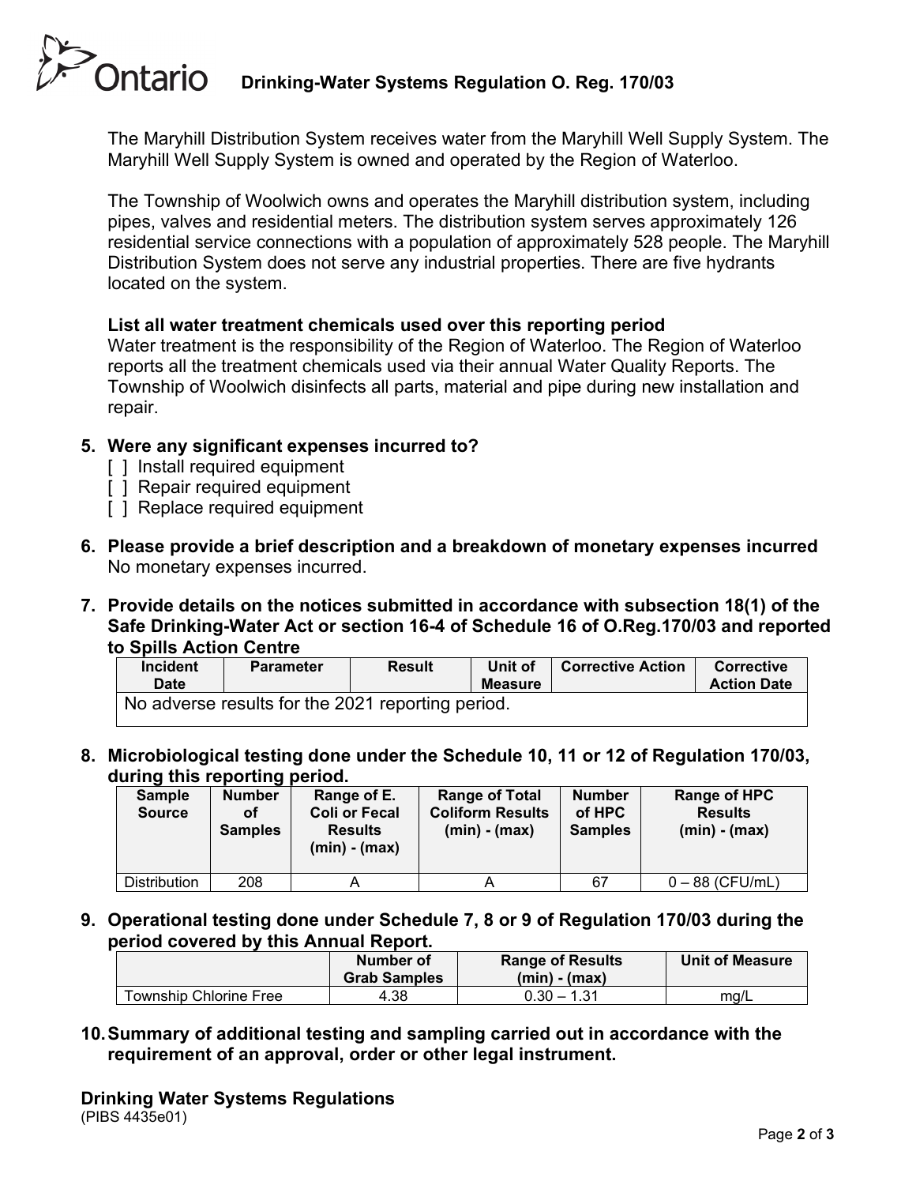The Maryhill Distribution System receives water from the Maryhill Well Supply System. The Maryhill Well Supply System is owned and operated by the Region of Waterloo.

The Township of Woolwich owns and operates the Maryhill distribution system, including pipes, valves and residential meters. The distribution system serves approximately 126 residential service connections with a population of approximately 528 people. The Maryhill Distribution System does not serve any industrial properties. There are five hydrants located on the system.

**List all water treatment chemicals used over this reporting period**

Water treatment is the responsibility of the Region of Waterloo. The Region of Waterloo reports all the treatment chemicals used via their annual Water Quality Reports. The Township of Woolwich disinfects all parts, material and pipe during new installation and repair.

**5. Were any significant expenses incurred to?**

[ ] Install required equipment
[ ] Repair required equipment
[ ] Replace required equipment

**6. Please provide a brief description and a breakdown of monetary expenses incurred**

No monetary expenses incurred.

**7. Provide details on the notices submitted in accordance with subsection 18(1) of the Safe Drinking-Water Act or section 16-4 of Schedule 16 of O.Reg.170/03 and reported to Spills Action Centre**

| Incident Date | Parameter | Result | Unit of Measure | Corrective Action | Corrective Action Date |
|---|---|---|---|---|---|
| No adverse results for the 2021 reporting period. | | | | | |

**8. Microbiological testing done under the Schedule 10, 11 or 12 of Regulation 170/03, during this reporting period.**

| Sample Source | Number of Samples | Range of E. Coli or Fecal Results (min) - (max) | Range of Total Coliform Results (min) - (max) | Number of HPC Samples | Range of HPC Results (min) - (max) |
|---|---|---|---|---|---|
| Distribution | 208 | A | A | 67 | 0 – 88 (CFU/mL) |

**9. Operational testing done under Schedule 7, 8 or 9 of Regulation 170/03 during the period covered by this Annual Report.**

| | Number of Grab Samples | Range of Results (min) - (max) | Unit of Measure |
|---|---|---|---|
| Township Chlorine Free | 4.38 | 0.30 – 1.31 | mg/L |

**10. Summary of additional testing and sampling carried out in accordance with the requirement of an approval, order or other legal instrument.**

**Drinking Water Systems Regulations**
(PIBS 4435e01)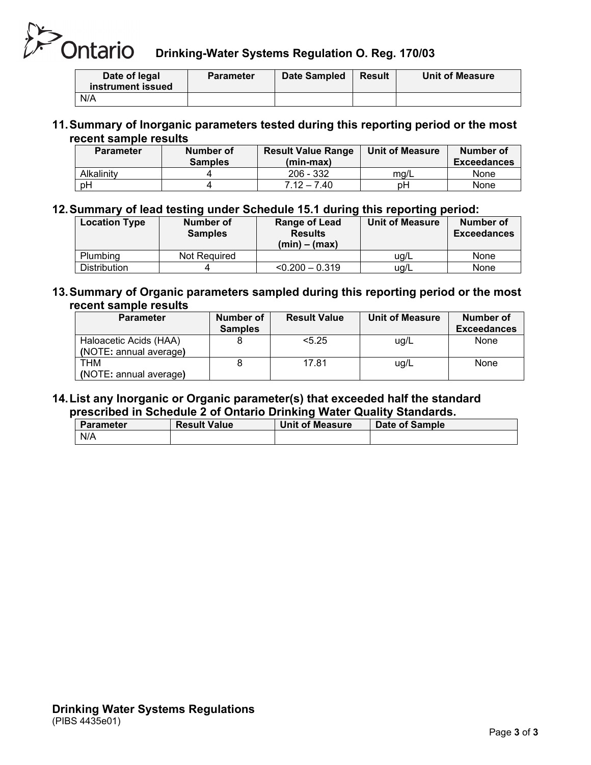| Date of legal instrument issued | Parameter | Date Sampled | Result | Unit of Measure |
|---|---|---|---|---|
| N/A | | | | |

## 11. Summary of Inorganic parameters tested during this reporting period or the most recent sample results

| Parameter | Number of Samples | Result Value Range (min-max) | Unit of Measure | Number of Exceedances |
|---|---|---|---|---|
| Alkalinity | 4 | 206 - 332 | mg/L | None |
| pH | 4 | 7.12 – 7.40 | pH | None |

## 12. Summary of lead testing under Schedule 15.1 during this reporting period:

| Location Type | Number of Samples | Range of Lead Results (min) – (max) | Unit of Measure | Number of Exceedances |
|---|---|---|---|---|
| Plumbing | Not Required | | ug/L | None |
| Distribution | 4 | <0.200 – 0.319 | ug/L | None |

## 13. Summary of Organic parameters sampled during this reporting period or the most recent sample results

| Parameter | Number of Samples | Result Value | Unit of Measure | Number of Exceedances |
|---|---|---|---|---|
| Haloacetic Acids (HAA) **(**NOTE**:** annual average**)** | 8 | <5.25 | ug/L | None |
| THM **(**NOTE**:** annual average**)** | 8 | 17.81 | ug/L | None |

## 14. List any Inorganic or Organic parameter(s) that exceeded half the standard prescribed in Schedule 2 of Ontario Drinking Water Quality Standards.

| Parameter | Result Value | Unit of Measure | Date of Sample |
|---|---|---|---|
| N/A | | | |

**Drinking Water Systems Regulations**
(PIBS 4435e01)